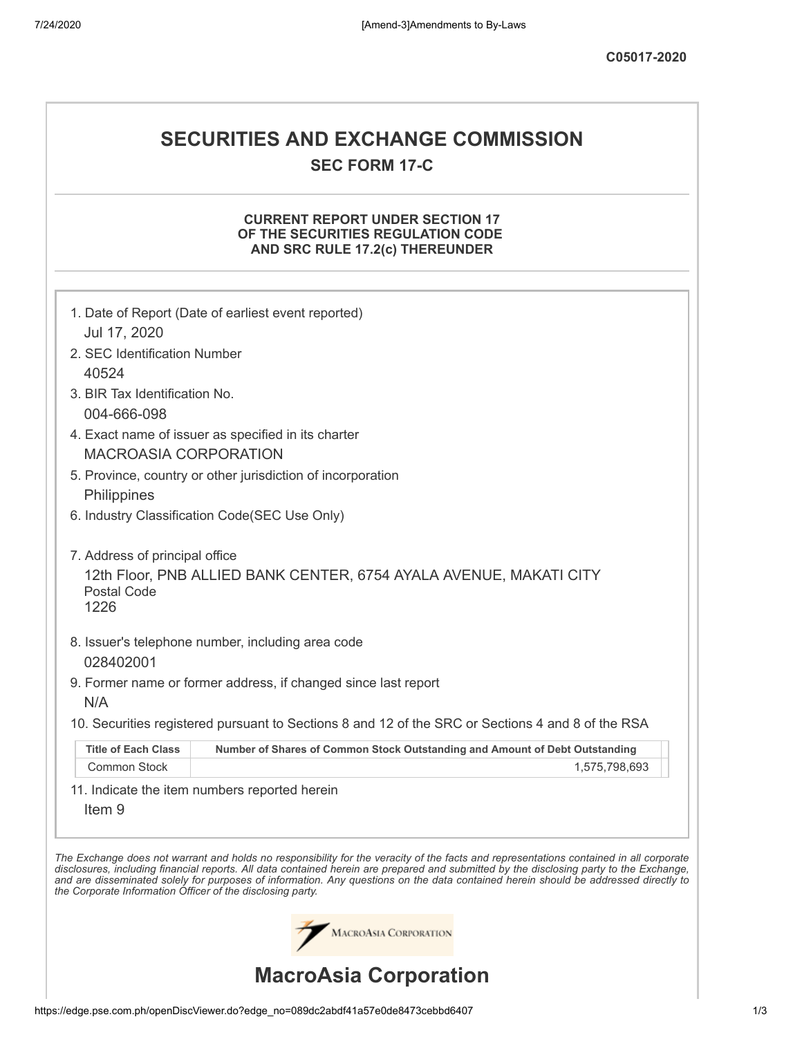C05017-2020

# SECURITIES AND EXCHANGE COMMISSION

## SEC FORM 17-C

### CURRENT REPORT UNDER SECTION 17 OF THE SECURITIES REGULATION CODE AND SRC RULE 17.2(c) THEREUNDER

1. Date of Report (Date of earliest event reported)
   Jul 17, 2020
2. SEC Identification Number
   40524
3. BIR Tax Identification No.
   004-666-098
4. Exact name of issuer as specified in its charter
   MACROASIA CORPORATION
5. Province, country or other jurisdiction of incorporation
   Philippines
6. Industry Classification Code(SEC Use Only)

7. Address of principal office
   12th Floor, PNB ALLIED BANK CENTER, 6754 AYALA AVENUE, MAKATI CITY
   Postal Code
   1226
8. Issuer's telephone number, including area code
   028402001
9. Former name or former address, if changed since last report
   N/A
10. Securities registered pursuant to Sections 8 and 12 of the SRC or Sections 4 and 8 of the RSA

| Title of Each Class | Number of Shares of Common Stock Outstanding and Amount of Debt Outstanding |
|---|---|
| Common Stock | 1,575,798,693 |

11. Indicate the item numbers reported herein
    Item 9

*The Exchange does not warrant and holds no responsibility for the veracity of the facts and representations contained in all corporate disclosures, including financial reports. All data contained herein are prepared and submitted by the disclosing party to the Exchange, and are disseminated solely for purposes of information. Any questions on the data contained herein should be addressed directly to the Corporate Information Officer of the disclosing party.*

# MacroAsia Corporation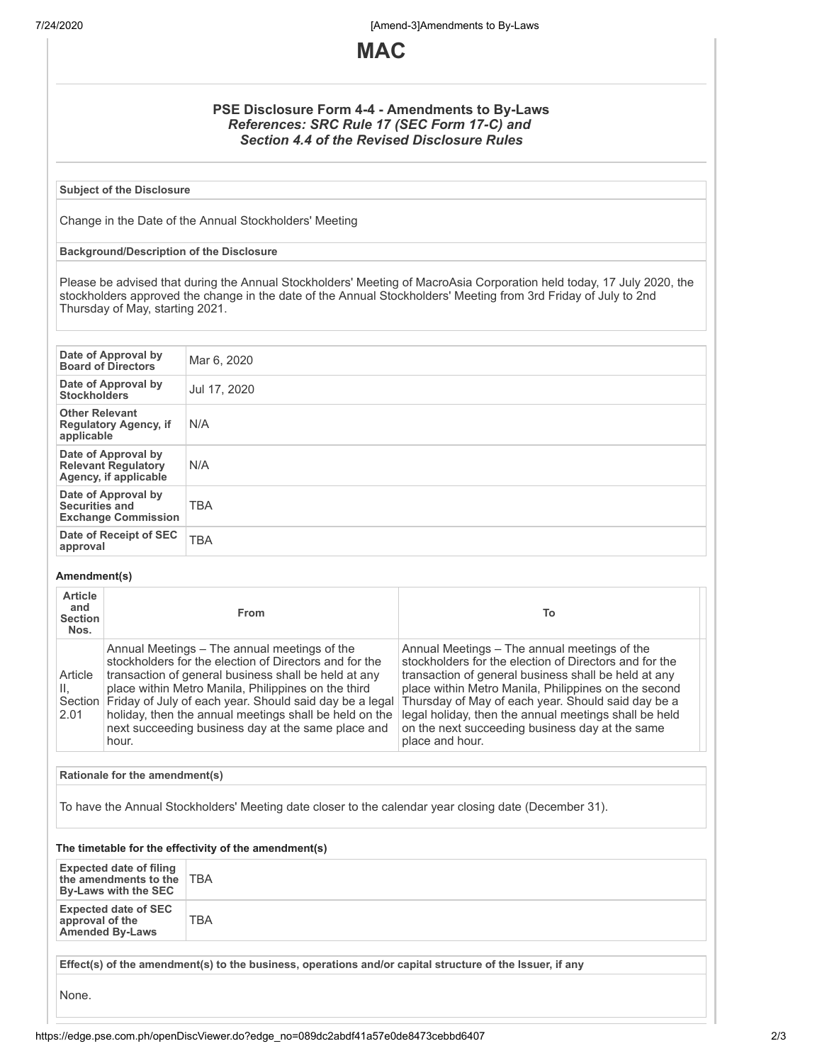# MAC

### PSE Disclosure Form 4-4 - Amendments to By-Laws
***References: SRC Rule 17 (SEC Form 17-C) and Section 4.4 of the Revised Disclosure Rules***

**Subject of the Disclosure**

Change in the Date of the Annual Stockholders' Meeting

**Background/Description of the Disclosure**

Please be advised that during the Annual Stockholders' Meeting of MacroAsia Corporation held today, 17 July 2020, the stockholders approved the change in the date of the Annual Stockholders' Meeting from 3rd Friday of July to 2nd Thursday of May, starting 2021.

| | |
|---|---|
| **Date of Approval by Board of Directors** | Mar 6, 2020 |
| **Date of Approval by Stockholders** | Jul 17, 2020 |
| **Other Relevant Regulatory Agency, if applicable** | N/A |
| **Date of Approval by Relevant Regulatory Agency, if applicable** | N/A |
| **Date of Approval by Securities and Exchange Commission** | TBA |
| **Date of Receipt of SEC approval** | TBA |

**Amendment(s)**

| Article and Section Nos. | From | To |
|---|---|---|
| Article II, Section 2.01 | Annual Meetings – The annual meetings of the stockholders for the election of Directors and for the transaction of general business shall be held at any place within Metro Manila, Philippines on the third Friday of July of each year. Should said day be a legal holiday, then the annual meetings shall be held on the next succeeding business day at the same place and hour. | Annual Meetings – The annual meetings of the stockholders for the election of Directors and for the transaction of general business shall be held at any place within Metro Manila, Philippines on the second Thursday of May of each year. Should said day be a legal holiday, then the annual meetings shall be held on the next succeeding business day at the same place and hour. |

**Rationale for the amendment(s)**

To have the Annual Stockholders' Meeting date closer to the calendar year closing date (December 31).

**The timetable for the effectivity of the amendment(s)**

| | |
|---|---|
| **Expected date of filing the amendments to the By-Laws with the SEC** | TBA |
| **Expected date of SEC approval of the Amended By-Laws** | TBA |

**Effect(s) of the amendment(s) to the business, operations and/or capital structure of the Issuer, if any**

None.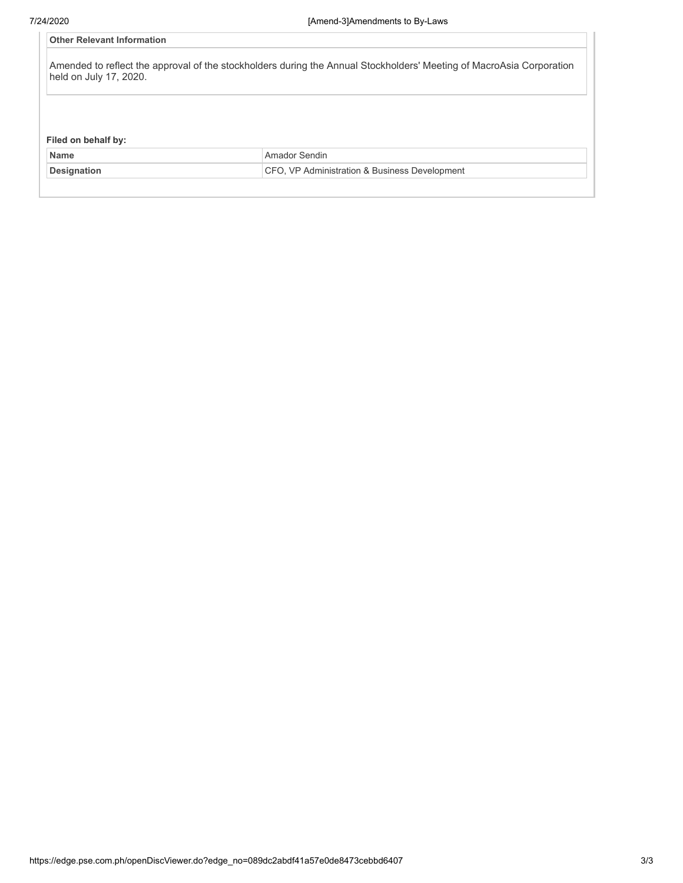**Other Relevant Information**

Amended to reflect the approval of the stockholders during the Annual Stockholders' Meeting of MacroAsia Corporation held on July 17, 2020.

**Filed on behalf by:**

| | |
|---|---|
| **Name** | Amador Sendin |
| **Designation** | CFO, VP Administration & Business Development |